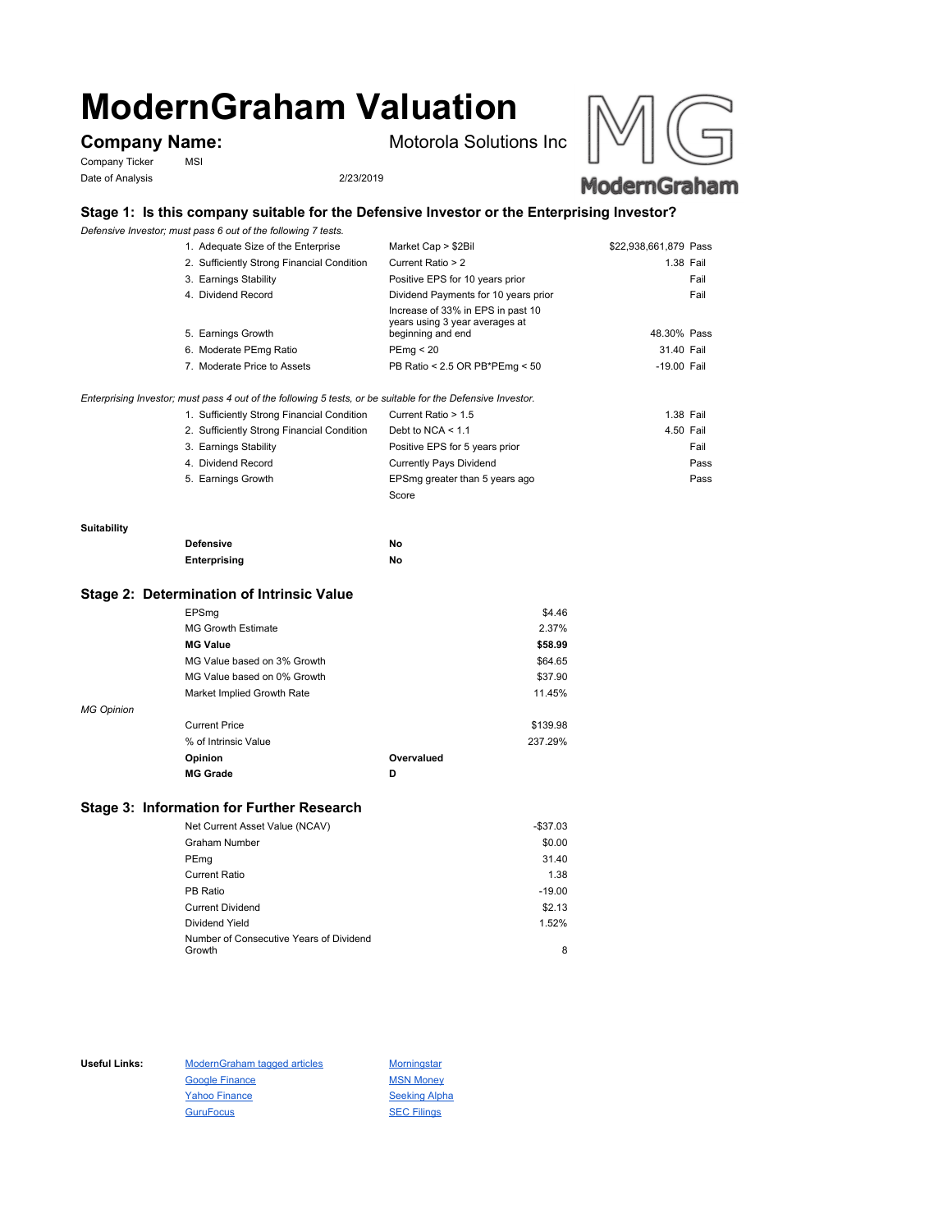# ModernGraham Valuation

## Company Name: Motorola Solutions Inc

Company Ticker MSI

Date of Analysis 2/23/2019

### Stage 1: Is this company suitable for the Defensive Investor or the Enterprising Investor?

*Defensive Investor; must pass 6 out of the following 7 tests.*

| Test | Criteria | Value | Result |
|---|---|---|---|
| 1. Adequate Size of the Enterprise | Market Cap > $2Bil | $22,938,661,879 | Pass |
| 2. Sufficiently Strong Financial Condition | Current Ratio > 2 | 1.38 | Fail |
| 3. Earnings Stability | Positive EPS for 10 years prior | | Fail |
| 4. Dividend Record | Dividend Payments for 10 years prior | | Fail |
| 5. Earnings Growth | Increase of 33% in EPS in past 10 years using 3 year averages at beginning and end | 48.30% | Pass |
| 6. Moderate PEmg Ratio | PEmg < 20 | 31.40 | Fail |
| 7. Moderate Price to Assets | PB Ratio < 2.5 OR PB*PEmg < 50 | -19.00 | Fail |

*Enterprising Investor; must pass 4 out of the following 5 tests, or be suitable for the Defensive Investor.*

| Test | Criteria | Value | Result |
|---|---|---|---|
| 1. Sufficiently Strong Financial Condition | Current Ratio > 1.5 | 1.38 | Fail |
| 2. Sufficiently Strong Financial Condition | Debt to NCA < 1.1 | 4.50 | Fail |
| 3. Earnings Stability | Positive EPS for 5 years prior | | Fail |
| 4. Dividend Record | Currently Pays Dividend | | Pass |
| 5. Earnings Growth | EPSmg greater than 5 years ago | | Pass |
| | Score | | |

**Suitability**

| | |
|---|---|
| **Defensive** | **No** |
| **Enterprising** | **No** |

### Stage 2: Determination of Intrinsic Value

| | |
|---|---|
| EPSmg | $4.46 |
| MG Growth Estimate | 2.37% |
| **MG Value** | **$58.99** |
| MG Value based on 3% Growth | $64.65 |
| MG Value based on 0% Growth | $37.90 |
| Market Implied Growth Rate | 11.45% |

*MG Opinion*

| | |
|---|---|
| Current Price | $139.98 |
| % of Intrinsic Value | 237.29% |
| **Opinion** | **Overvalued** |
| **MG Grade** | **D** |

### Stage 3: Information for Further Research

| | |
|---|---|
| Net Current Asset Value (NCAV) | -$37.03 |
| Graham Number | $0.00 |
| PEmg | 31.40 |
| Current Ratio | 1.38 |
| PB Ratio | -19.00 |
| Current Dividend | $2.13 |
| Dividend Yield | 1.52% |
| Number of Consecutive Years of Dividend Growth | 8 |

**Useful Links:**

- ModernGraham tagged articles
- Google Finance
- Yahoo Finance
- GuruFocus
- Morningstar
- MSN Money
- Seeking Alpha
- SEC Filings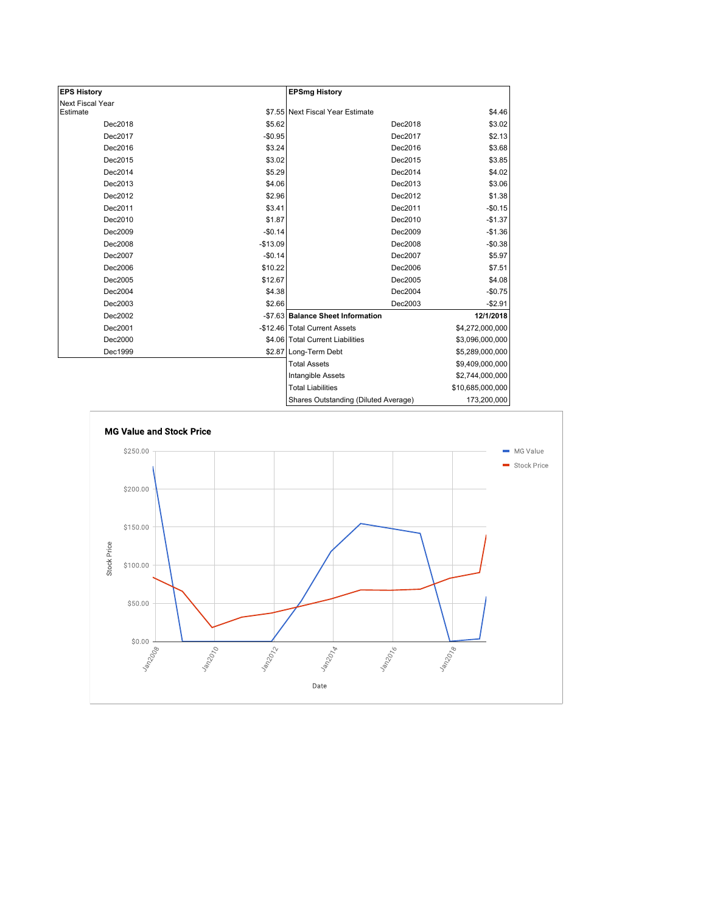| EPS History | |
|---|---|
| Next Fiscal Year Estimate | $7.55 |
| Dec2018 | $5.62 |
| Dec2017 | -$0.95 |
| Dec2016 | $3.24 |
| Dec2015 | $3.02 |
| Dec2014 | $5.29 |
| Dec2013 | $4.06 |
| Dec2012 | $2.96 |
| Dec2011 | $3.41 |
| Dec2010 | $1.87 |
| Dec2009 | -$0.14 |
| Dec2008 | -$13.09 |
| Dec2007 | -$0.14 |
| Dec2006 | $10.22 |
| Dec2005 | $12.67 |
| Dec2004 | $4.38 |
| Dec2003 | $2.66 |
| Dec2002 | -$7.63 |
| Dec2001 | -$12.46 |
| Dec2000 | $4.06 |
| Dec1999 | $2.87 |

| EPSmg History | |
|---|---|
| Next Fiscal Year Estimate | $4.46 |
| Dec2018 | $3.02 |
| Dec2017 | $2.13 |
| Dec2016 | $3.68 |
| Dec2015 | $3.85 |
| Dec2014 | $4.02 |
| Dec2013 | $3.06 |
| Dec2012 | $1.38 |
| Dec2011 | -$0.15 |
| Dec2010 | -$1.37 |
| Dec2009 | -$1.36 |
| Dec2008 | -$0.38 |
| Dec2007 | $5.97 |
| Dec2006 | $7.51 |
| Dec2005 | $4.08 |
| Dec2004 | -$0.75 |
| Dec2003 | -$2.91 |

| Balance Sheet Information | 12/1/2018 |
|---|---|
| Total Current Assets | $4,272,000,000 |
| Total Current Liabilities | $3,096,000,000 |
| Long-Term Debt | $5,289,000,000 |
| Total Assets | $9,409,000,000 |
| Intangible Assets | $2,744,000,000 |
| Total Liabilities | $10,685,000,000 |
| Shares Outstanding (Diluted Average) | 173,200,000 |

**MG Value and Stock Price**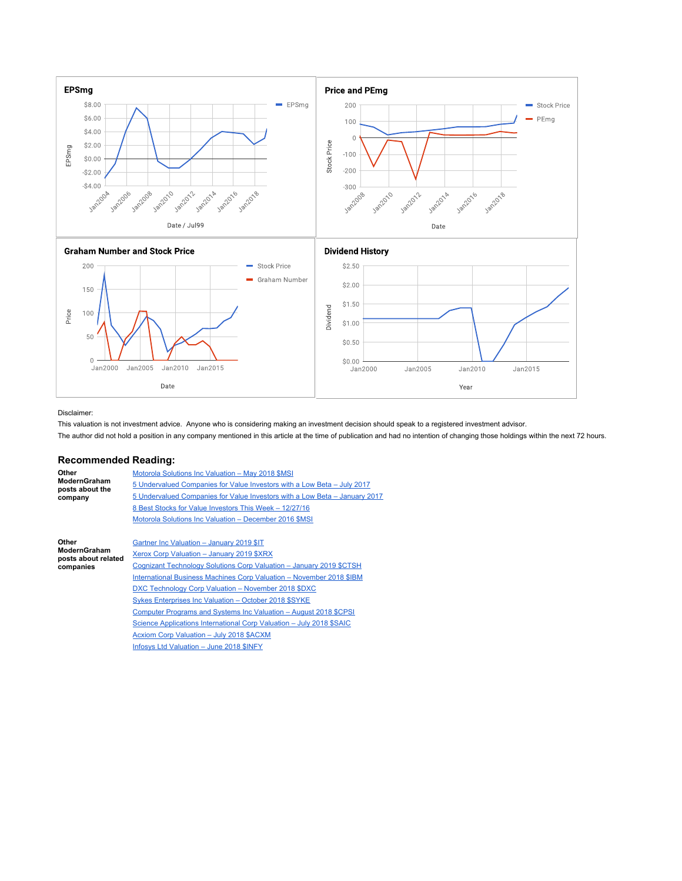**EPSmg**

$8.00
$6.00
$4.00
$2.00
$0.00
-$2.00
-$4.00

EPSmg

Jan2004 Jan2006 Jan2008 Jan2010 Jan2012 Jan2014 Jan2016 Jan2018

Date / Jul99

EPSmg

**Price and PEmg**

200
100
0
-100
-200
-300

Stock Price

Jan2008 Jan2010 Jan2012 Jan2014 Jan2016 Jan2018

Date

Stock Price
PEmg

**Graham Number and Stock Price**

200
150
100
50
0

Price

Jan2000 Jan2005 Jan2010 Jan2015

Date

Stock Price
Graham Number

**Dividend History**

$2.50
$2.00
$1.50
$1.00
$0.50
$0.00

Dividend

Jan2000 Jan2005 Jan2010 Jan2015

Year

Disclaimer:

This valuation is not investment advice. Anyone who is considering making an investment decision should speak to a registered investment advisor.

The author did not hold a position in any company mentioned in this article at the time of publication and had no intention of changing those holdings within the next 72 hours.

## Recommended Reading:

**Other ModernGraham posts about the company**

- Motorola Solutions Inc Valuation – May 2018 $MSI
- 5 Undervalued Companies for Value Investors with a Low Beta – July 2017
- 5 Undervalued Companies for Value Investors with a Low Beta – January 2017
- 8 Best Stocks for Value Investors This Week – 12/27/16
- Motorola Solutions Inc Valuation – December 2016 $MSI

**Other ModernGraham posts about related companies**

- Gartner Inc Valuation – January 2019 $IT
- Xerox Corp Valuation – January 2019 $XRX
- Cognizant Technology Solutions Corp Valuation – January 2019 $CTSH
- International Business Machines Corp Valuation – November 2018 $IBM
- DXC Technology Corp Valuation – November 2018 $DXC
- Sykes Enterprises Inc Valuation – October 2018 $SYKE
- Computer Programs and Systems Inc Valuation – August 2018 $CPSI
- Science Applications International Corp Valuation – July 2018 $SAIC
- Acxiom Corp Valuation – July 2018 $ACXM
- Infosys Ltd Valuation – June 2018 $INFY